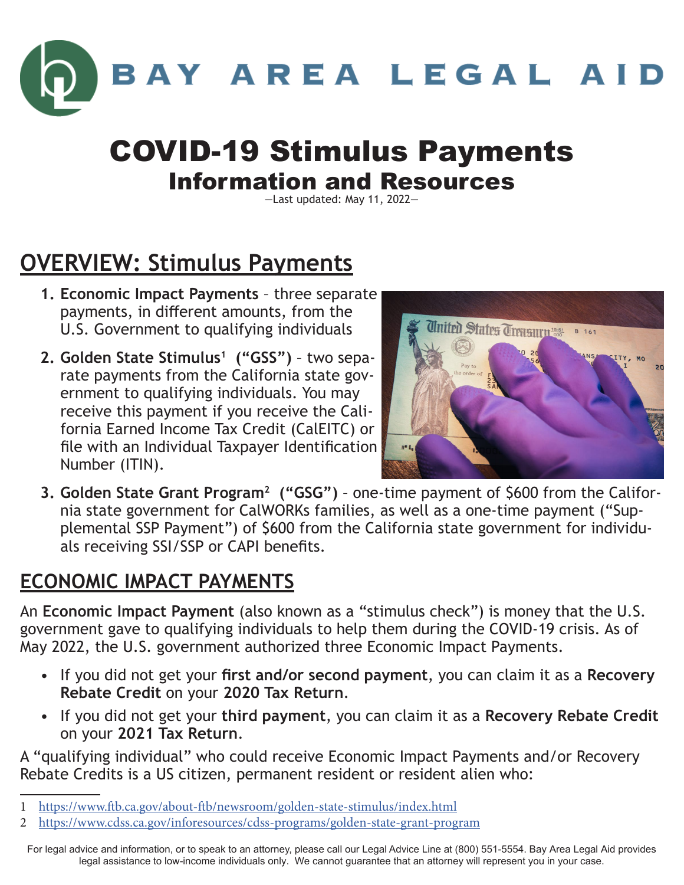# BAY AREA LEGAL AID

# COVID-19 Stimulus Payments
## Information and Resources

—Last updated: May 11, 2022—

## OVERVIEW: Stimulus Payments

1. **Economic Impact Payments** – three separate payments, in different amounts, from the U.S. Government to qualifying individuals
2. **Golden State Stimulus**[1] **("GSS")** – two separate payments from the California state government to qualifying individuals. You may receive this payment if you receive the California Earned Income Tax Credit (CalEITC) or file with an Individual Taxpayer Identification Number (ITIN).
3. **Golden State Grant Program**[2] **("GSG")** – one-time payment of $600 from the California state government for CalWORKs families, as well as a one-time payment ("Supplemental SSP Payment") of $600 from the California state government for individuals receiving SSI/SSP or CAPI benefits.

## ECONOMIC IMPACT PAYMENTS

An **Economic Impact Payment** (also known as a "stimulus check") is money that the U.S. government gave to qualifying individuals to help them during the COVID-19 crisis. As of May 2022, the U.S. government authorized three Economic Impact Payments.

- If you did not get your **first and/or second payment**, you can claim it as a **Recovery Rebate Credit** on your **2020 Tax Return**.
- If you did not get your **third payment**, you can claim it as a **Recovery Rebate Credit** on your **2021 Tax Return**.

A "qualifying individual" who could receive Economic Impact Payments and/or Recovery Rebate Credits is a US citizen, permanent resident or resident alien who:

---

1 https://www.ftb.ca.gov/about-ftb/newsroom/golden-state-stimulus/index.html

2 https://www.cdss.ca.gov/inforesources/cdss-programs/golden-state-grant-program

For legal advice and information, or to speak to an attorney, please call our Legal Advice Line at (800) 551-5554. Bay Area Legal Aid provides legal assistance to low-income individuals only. We cannot guarantee that an attorney will represent you in your case.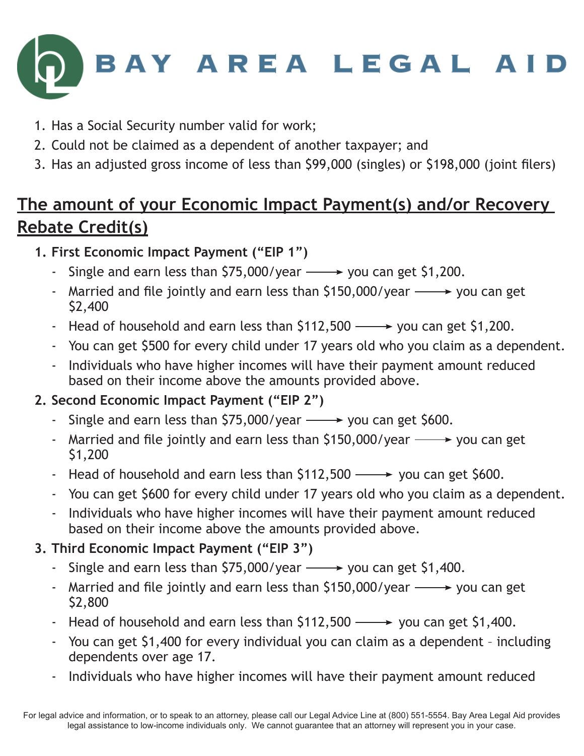1. Has a Social Security number valid for work;
2. Could not be claimed as a dependent of another taxpayer; and
3. Has an adjusted gross income of less than $99,000 (singles) or $198,000 (joint filers)

## The amount of your Economic Impact Payment(s) and/or Recovery Rebate Credit(s)

1. **First Economic Impact Payment ("EIP 1")**
   - Single and earn less than $75,000/year ⟶ you can get $1,200.
   - Married and file jointly and earn less than $150,000/year ⟶ you can get $2,400
   - Head of household and earn less than $112,500 ⟶ you can get $1,200.
   - You can get $500 for every child under 17 years old who you claim as a dependent.
   - Individuals who have higher incomes will have their payment amount reduced based on their income above the amounts provided above.
2. **Second Economic Impact Payment ("EIP 2")**
   - Single and earn less than $75,000/year ⟶ you can get $600.
   - Married and file jointly and earn less than $150,000/year ⟶ you can get $1,200
   - Head of household and earn less than $112,500 ⟶ you can get $600.
   - You can get $600 for every child under 17 years old who you claim as a dependent.
   - Individuals who have higher incomes will have their payment amount reduced based on their income above the amounts provided above.
3. **Third Economic Impact Payment ("EIP 3")**
   - Single and earn less than $75,000/year ⟶ you can get $1,400.
   - Married and file jointly and earn less than $150,000/year ⟶ you can get $2,800
   - Head of household and earn less than $112,500 ⟶ you can get $1,400.
   - You can get $1,400 for every individual you can claim as a dependent – including dependents over age 17.
   - Individuals who have higher incomes will have their payment amount reduced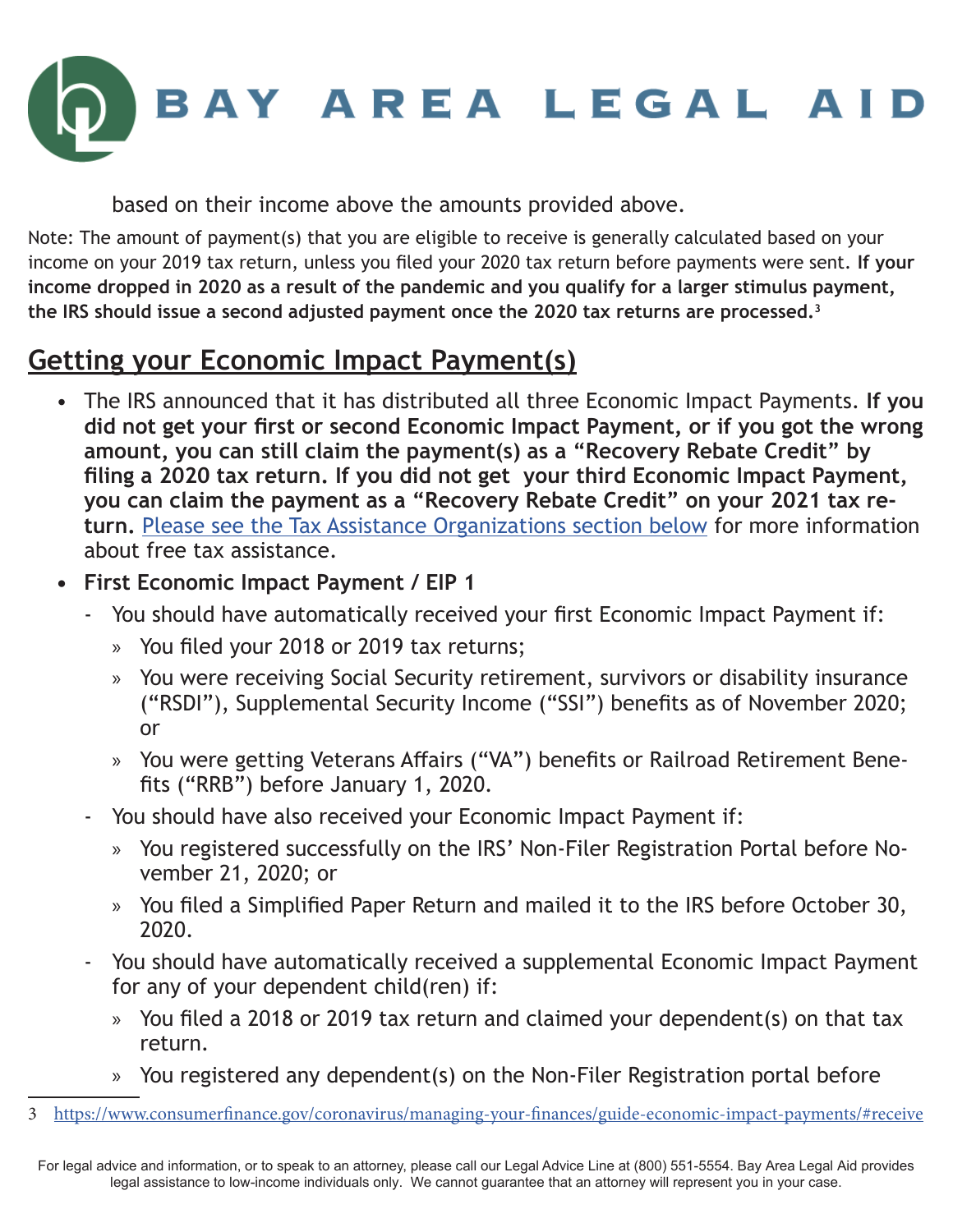based on their income above the amounts provided above.

Note: The amount of payment(s) that you are eligible to receive is generally calculated based on your income on your 2019 tax return, unless you filed your 2020 tax return before payments were sent. **If your income dropped in 2020 as a result of the pandemic and you qualify for a larger stimulus payment, the IRS should issue a second adjusted payment once the 2020 tax returns are processed.**[3]

## Getting your Economic Impact Payment(s)

- The IRS announced that it has distributed all three Economic Impact Payments. **If you did not get your first or second Economic Impact Payment, or if you got the wrong amount, you can still claim the payment(s) as a "Recovery Rebate Credit" by filing a 2020 tax return. If you did not get your third Economic Impact Payment, you can claim the payment as a "Recovery Rebate Credit" on your 2021 tax return.** [Please see the Tax Assistance Organizations section below]() for more information about free tax assistance.
- **First Economic Impact Payment / EIP 1**
  - You should have automatically received your first Economic Impact Payment if:
    - You filed your 2018 or 2019 tax returns;
    - You were receiving Social Security retirement, survivors or disability insurance ("RSDI"), Supplemental Security Income ("SSI") benefits as of November 2020; or
    - You were getting Veterans Affairs ("VA") benefits or Railroad Retirement Benefits ("RRB") before January 1, 2020.
  - You should have also received your Economic Impact Payment if:
    - You registered successfully on the IRS' Non-Filer Registration Portal before November 21, 2020; or
    - You filed a Simplified Paper Return and mailed it to the IRS before October 30, 2020.
  - You should have automatically received a supplemental Economic Impact Payment for any of your dependent child(ren) if:
    - You filed a 2018 or 2019 tax return and claimed your dependent(s) on that tax return.
    - You registered any dependent(s) on the Non-Filer Registration portal before

---

[3] https://www.consumerfinance.gov/coronavirus/managing-your-finances/guide-economic-impact-payments/#receive

For legal advice and information, or to speak to an attorney, please call our Legal Advice Line at (800) 551-5554. Bay Area Legal Aid provides legal assistance to low-income individuals only. We cannot guarantee that an attorney will represent you in your case.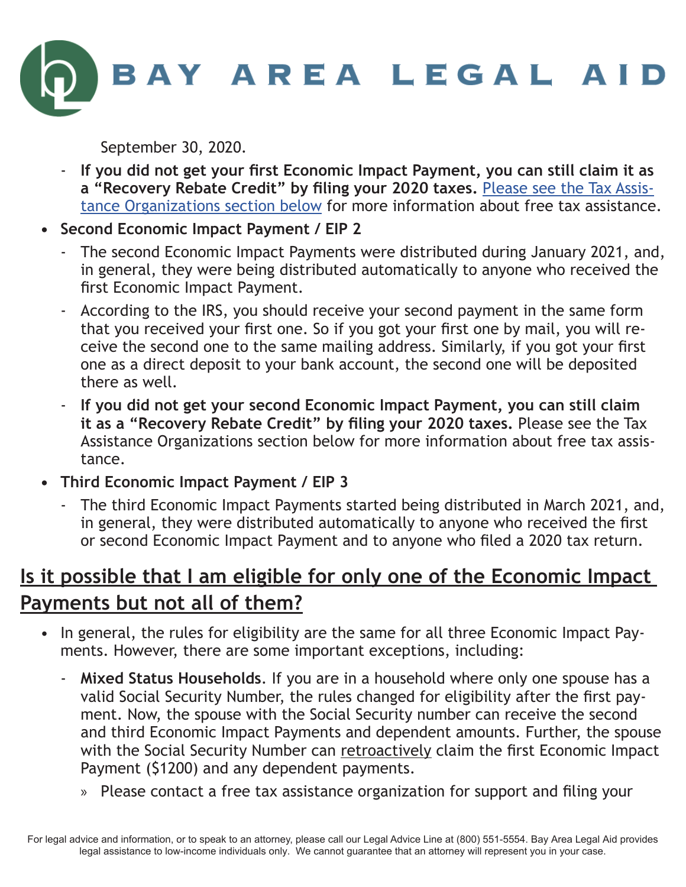September 30, 2020.

- **If you did not get your first Economic Impact Payment, you can still claim it as a "Recovery Rebate Credit" by filing your 2020 taxes.** Please see the Tax Assistance Organizations section below for more information about free tax assistance.

- **Second Economic Impact Payment / EIP 2**
  - The second Economic Impact Payments were distributed during January 2021, and, in general, they were being distributed automatically to anyone who received the first Economic Impact Payment.
  - According to the IRS, you should receive your second payment in the same form that you received your first one. So if you got your first one by mail, you will receive the second one to the same mailing address. Similarly, if you got your first one as a direct deposit to your bank account, the second one will be deposited there as well.
  - **If you did not get your second Economic Impact Payment, you can still claim it as a "Recovery Rebate Credit" by filing your 2020 taxes.** Please see the Tax Assistance Organizations section below for more information about free tax assistance.

- **Third Economic Impact Payment / EIP 3**
  - The third Economic Impact Payments started being distributed in March 2021, and, in general, they were distributed automatically to anyone who received the first or second Economic Impact Payment and to anyone who filed a 2020 tax return.

## Is it possible that I am eligible for only one of the Economic Impact Payments but not all of them?

- In general, the rules for eligibility are the same for all three Economic Impact Payments. However, there are some important exceptions, including:
  - **Mixed Status Households**. If you are in a household where only one spouse has a valid Social Security Number, the rules changed for eligibility after the first payment. Now, the spouse with the Social Security number can receive the second and third Economic Impact Payments and dependent amounts. Further, the spouse with the Social Security Number can retroactively claim the first Economic Impact Payment ($1200) and any dependent payments.
    - » Please contact a free tax assistance organization for support and filing your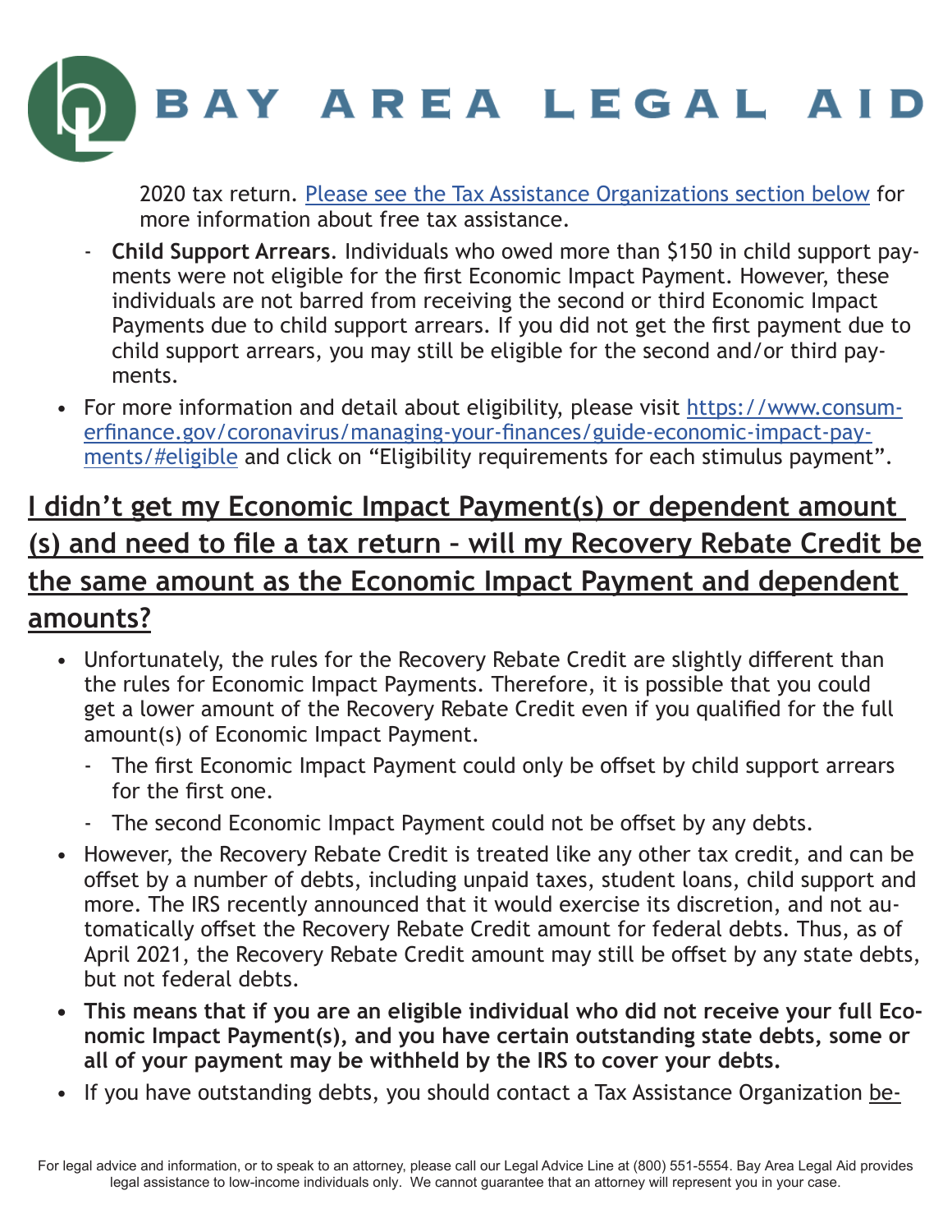2020 tax return. [Please see the Tax Assistance Organizations section below] for more information about free tax assistance.

- **Child Support Arrears**. Individuals who owed more than $150 in child support payments were not eligible for the first Economic Impact Payment. However, these individuals are not barred from receiving the second or third Economic Impact Payments due to child support arrears. If you did not get the first payment due to child support arrears, you may still be eligible for the second and/or third payments.

- For more information and detail about eligibility, please visit https://www.consumerfinance.gov/coronavirus/managing-your-finances/guide-economic-impact-payments/#eligible and click on "Eligibility requirements for each stimulus payment".

## I didn't get my Economic Impact Payment(s) or dependent amount (s) and need to file a tax return – will my Recovery Rebate Credit be the same amount as the Economic Impact Payment and dependent amounts?

- Unfortunately, the rules for the Recovery Rebate Credit are slightly different than the rules for Economic Impact Payments. Therefore, it is possible that you could get a lower amount of the Recovery Rebate Credit even if you qualified for the full amount(s) of Economic Impact Payment.
  - The first Economic Impact Payment could only be offset by child support arrears for the first one.
  - The second Economic Impact Payment could not be offset by any debts.
- However, the Recovery Rebate Credit is treated like any other tax credit, and can be offset by a number of debts, including unpaid taxes, student loans, child support and more. The IRS recently announced that it would exercise its discretion, and not automatically offset the Recovery Rebate Credit amount for federal debts. Thus, as of April 2021, the Recovery Rebate Credit amount may still be offset by any state debts, but not federal debts.
- **This means that if you are an eligible individual who did not receive your full Economic Impact Payment(s), and you have certain outstanding state debts, some or all of your payment may be withheld by the IRS to cover your debts.**
- If you have outstanding debts, you should contact a Tax Assistance Organization be-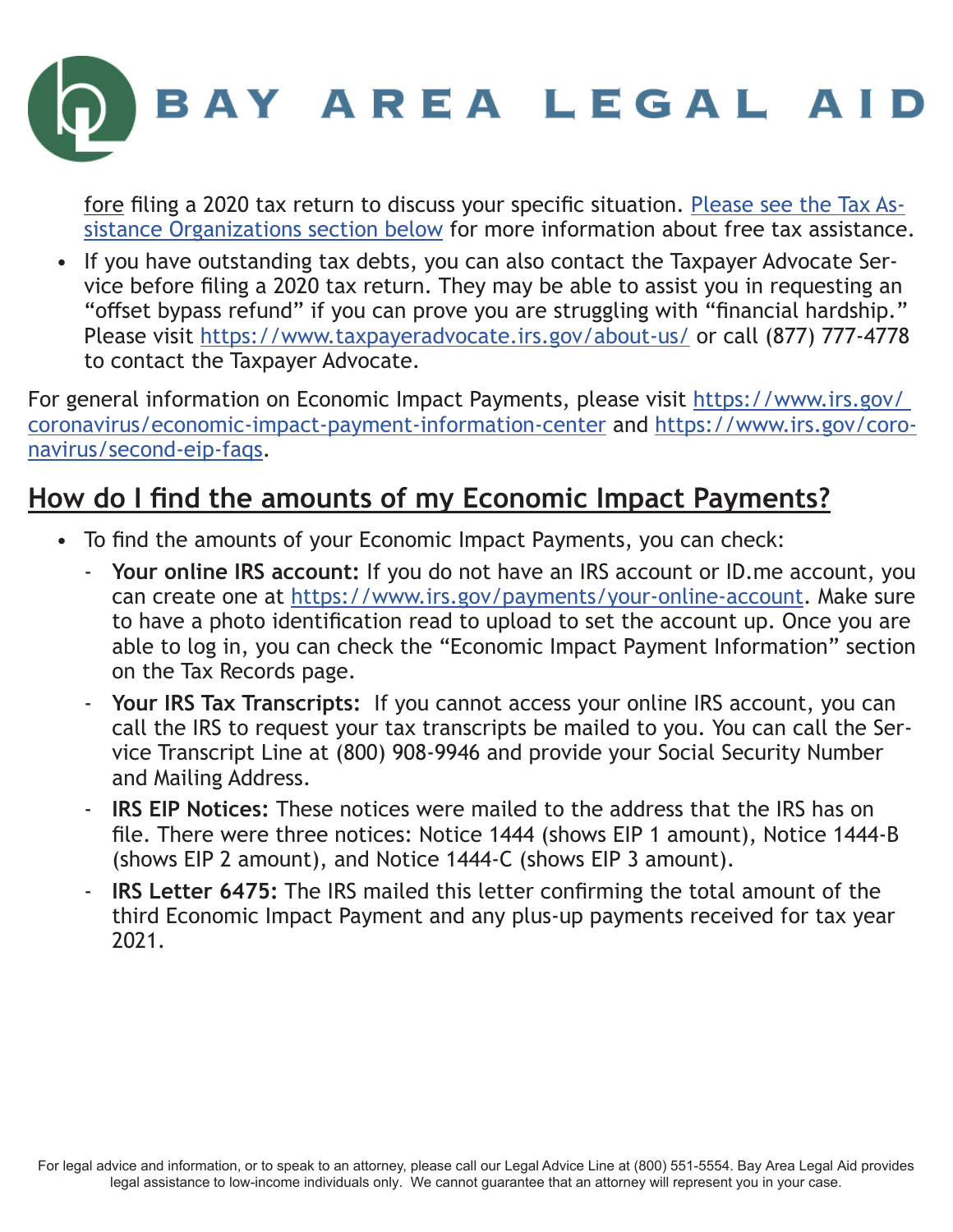fore filing a 2020 tax return to discuss your specific situation. [Please see the Tax Assistance Organizations section below](#) for more information about free tax assistance.

- If you have outstanding tax debts, you can also contact the Taxpayer Advocate Service before filing a 2020 tax return. They may be able to assist you in requesting an "offset bypass refund" if you can prove you are struggling with "financial hardship." Please visit https://www.taxpayeradvocate.irs.gov/about-us/ or call (877) 777-4778 to contact the Taxpayer Advocate.

For general information on Economic Impact Payments, please visit https://www.irs.gov/coronavirus/economic-impact-payment-information-center and https://www.irs.gov/coronavirus/second-eip-faqs.

## How do I find the amounts of my Economic Impact Payments?

- To find the amounts of your Economic Impact Payments, you can check:
  - **Your online IRS account:** If you do not have an IRS account or ID.me account, you can create one at https://www.irs.gov/payments/your-online-account. Make sure to have a photo identification read to upload to set the account up. Once you are able to log in, you can check the "Economic Impact Payment Information" section on the Tax Records page.
  - **Your IRS Tax Transcripts:** If you cannot access your online IRS account, you can call the IRS to request your tax transcripts be mailed to you. You can call the Service Transcript Line at (800) 908-9946 and provide your Social Security Number and Mailing Address.
  - **IRS EIP Notices:** These notices were mailed to the address that the IRS has on file. There were three notices: Notice 1444 (shows EIP 1 amount), Notice 1444-B (shows EIP 2 amount), and Notice 1444-C (shows EIP 3 amount).
  - **IRS Letter 6475:** The IRS mailed this letter confirming the total amount of the third Economic Impact Payment and any plus-up payments received for tax year 2021.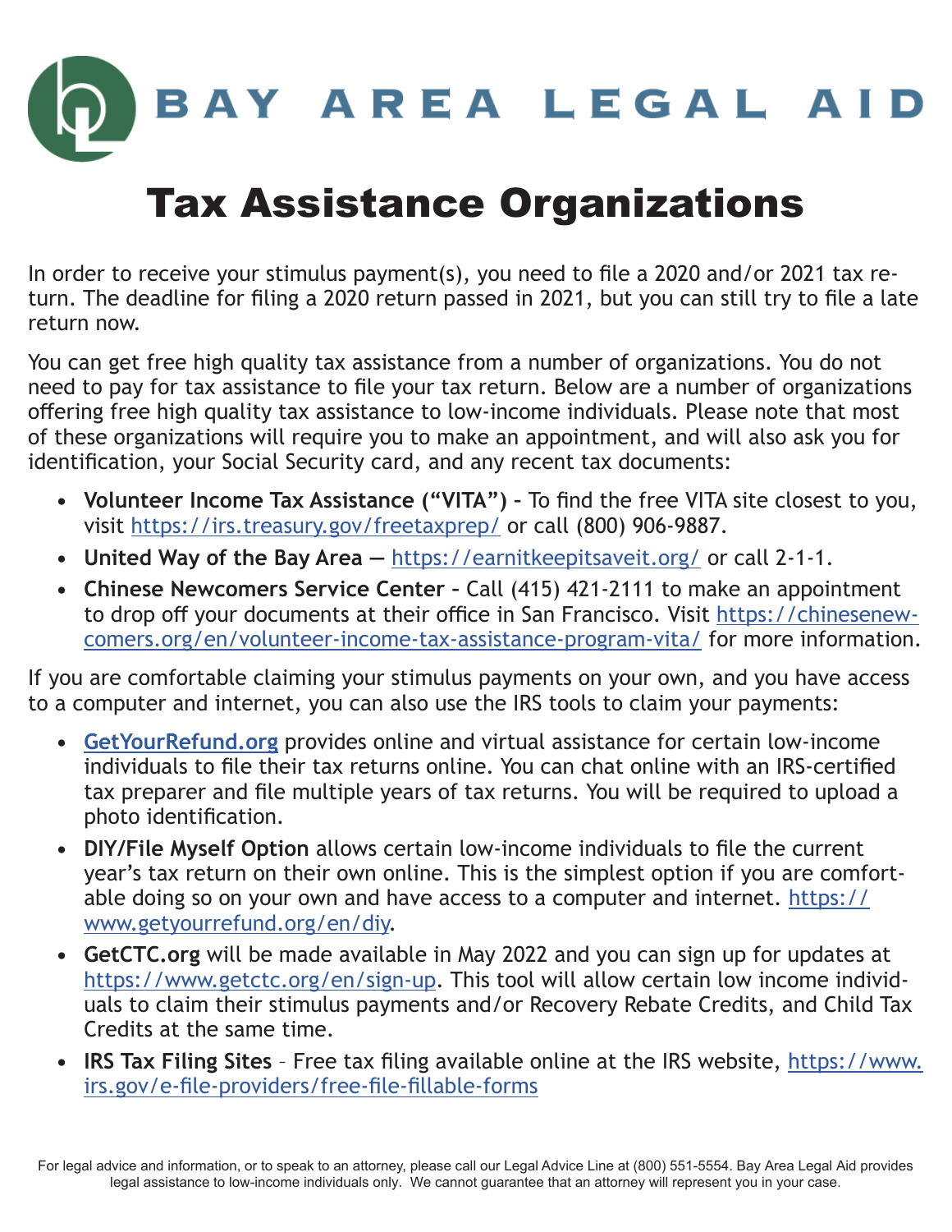BAY AREA LEGAL AID

# Tax Assistance Organizations

In order to receive your stimulus payment(s), you need to file a 2020 and/or 2021 tax return. The deadline for filing a 2020 return passed in 2021, but you can still try to file a late return now.

You can get free high quality tax assistance from a number of organizations. You do not need to pay for tax assistance to file your tax return. Below are a number of organizations offering free high quality tax assistance to low-income individuals. Please note that most of these organizations will require you to make an appointment, and will also ask you for identification, your Social Security card, and any recent tax documents:

- **Volunteer Income Tax Assistance ("VITA")** – To find the free VITA site closest to you, visit https://irs.treasury.gov/freetaxprep/ or call (800) 906-9887.
- **United Way of the Bay Area** — https://earnitkeepitsaveit.org/ or call 2-1-1.
- **Chinese Newcomers Service Center** – Call (415) 421-2111 to make an appointment to drop off your documents at their office in San Francisco. Visit https://chinesenewcomers.org/en/volunteer-income-tax-assistance-program-vita/ for more information.

If you are comfortable claiming your stimulus payments on your own, and you have access to a computer and internet, you can also use the IRS tools to claim your payments:

- **GetYourRefund.org** provides online and virtual assistance for certain low-income individuals to file their tax returns online. You can chat online with an IRS-certified tax preparer and file multiple years of tax returns. You will be required to upload a photo identification.
- **DIY/File Myself Option** allows certain low-income individuals to file the current year's tax return on their own online. This is the simplest option if you are comfortable doing so on your own and have access to a computer and internet. https://www.getyourrefund.org/en/diy.
- **GetCTC.org** will be made available in May 2022 and you can sign up for updates at https://www.getctc.org/en/sign-up. This tool will allow certain low income individuals to claim their stimulus payments and/or Recovery Rebate Credits, and Child Tax Credits at the same time.
- **IRS Tax Filing Sites** – Free tax filing available online at the IRS website, https://www.irs.gov/e-file-providers/free-file-fillable-forms

For legal advice and information, or to speak to an attorney, please call our Legal Advice Line at (800) 551-5554. Bay Area Legal Aid provides legal assistance to low-income individuals only. We cannot guarantee that an attorney will represent you in your case.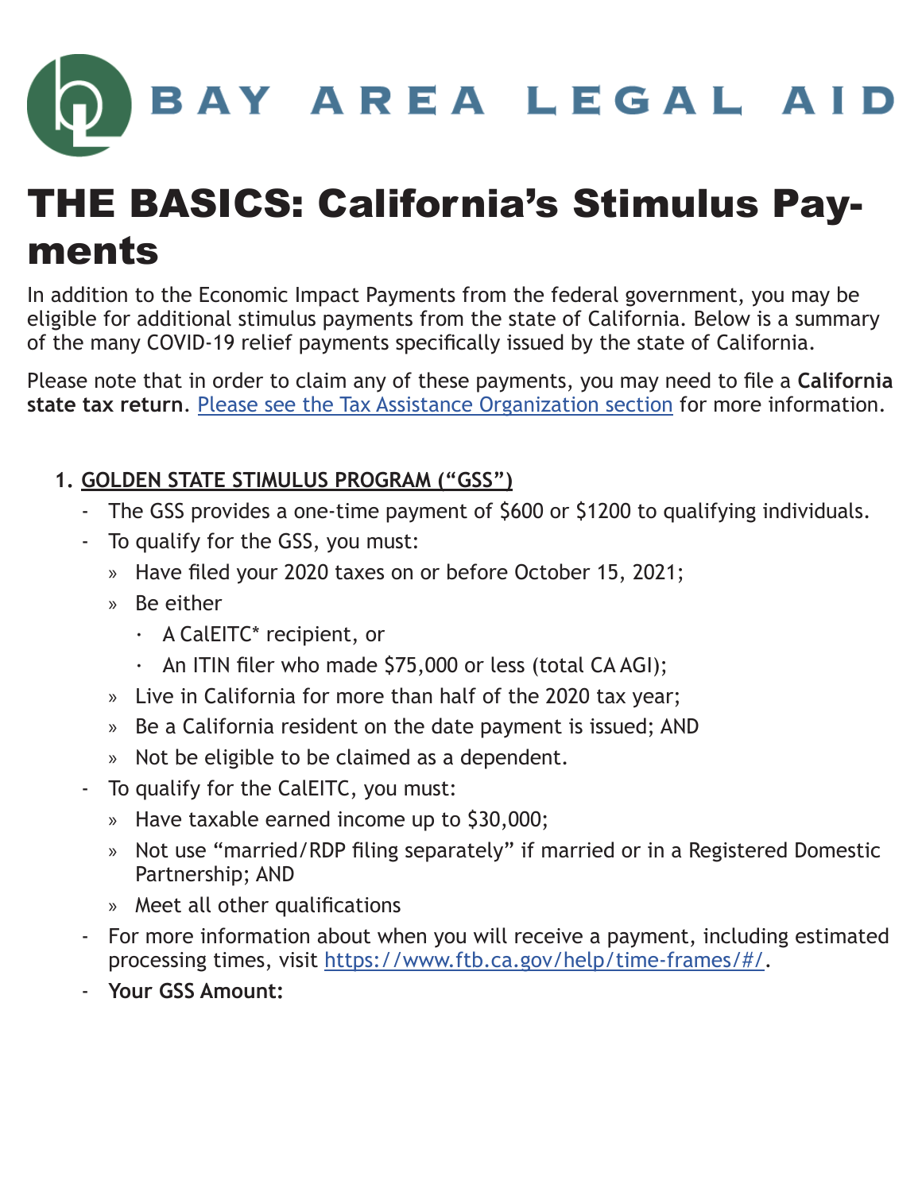# BAY AREA LEGAL AID

# THE BASICS: California's Stimulus Payments

In addition to the Economic Impact Payments from the federal government, you may be eligible for additional stimulus payments from the state of California. Below is a summary of the many COVID-19 relief payments specifically issued by the state of California.

Please note that in order to claim any of these payments, you may need to file a **California state tax return**. [Please see the Tax Assistance Organization section]() for more information.

1. **GOLDEN STATE STIMULUS PROGRAM ("GSS")**
   - The GSS provides a one-time payment of $600 or $1200 to qualifying individuals.
   - To qualify for the GSS, you must:
     - Have filed your 2020 taxes on or before October 15, 2021;
     - Be either
       - A CalEITC* recipient, or
       - An ITIN filer who made $75,000 or less (total CA AGI);
     - Live in California for more than half of the 2020 tax year;
     - Be a California resident on the date payment is issued; AND
     - Not be eligible to be claimed as a dependent.
   - To qualify for the CalEITC, you must:
     - Have taxable earned income up to $30,000;
     - Not use "married/RDP filing separately" if married or in a Registered Domestic Partnership; AND
     - Meet all other qualifications
   - For more information about when you will receive a payment, including estimated processing times, visit [https://www.ftb.ca.gov/help/time-frames/#/](https://www.ftb.ca.gov/help/time-frames/#/).
   - **Your GSS Amount:**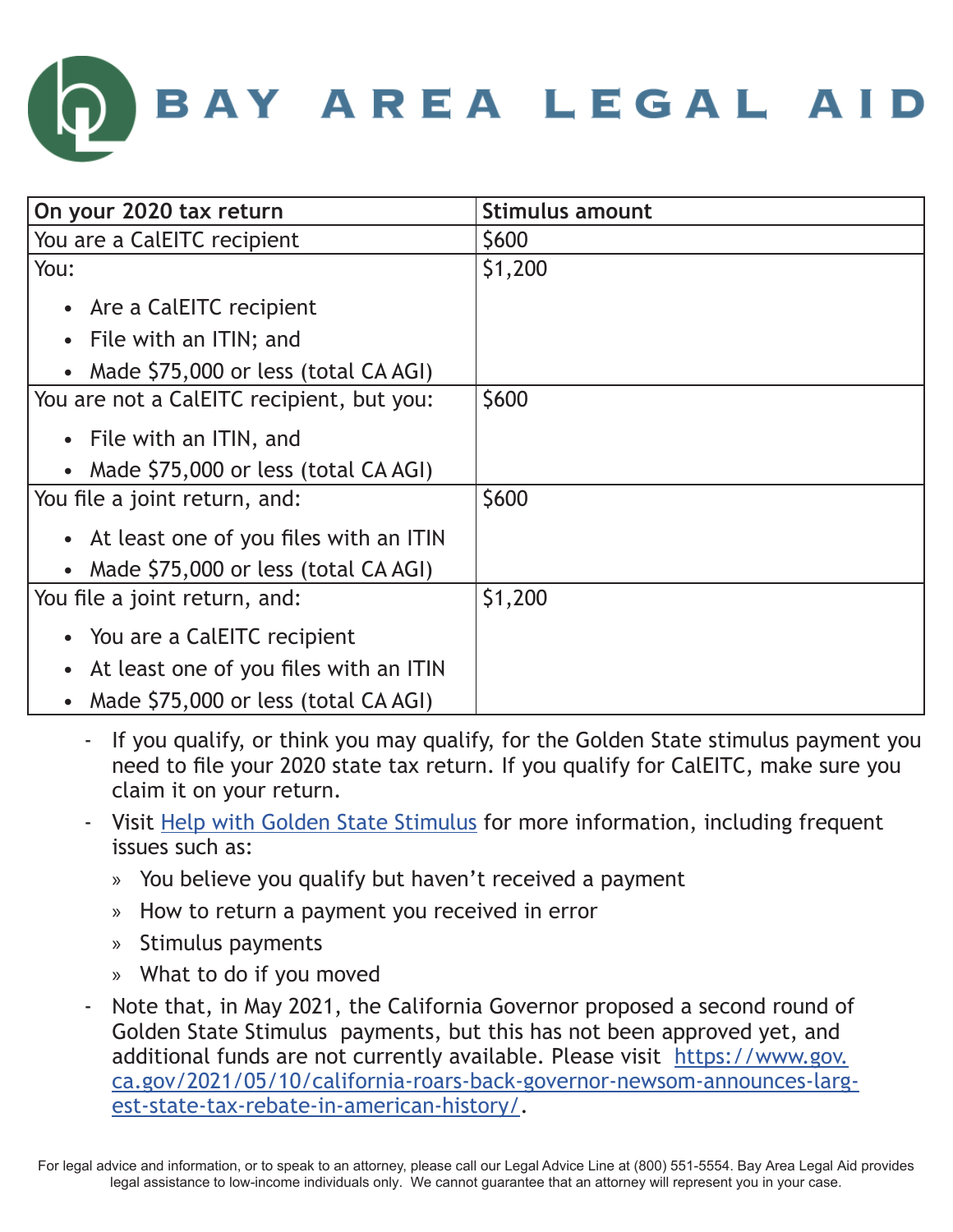| On your 2020 tax return | Stimulus amount |
|---|---|
| You are a CalEITC recipient | $600 |
| You:<br>• Are a CalEITC recipient<br>• File with an ITIN; and<br>• Made $75,000 or less (total CA AGI) | $1,200 |
| You are not a CalEITC recipient, but you:<br>• File with an ITIN, and<br>• Made $75,000 or less (total CA AGI) | $600 |
| You file a joint return, and:<br>• At least one of you files with an ITIN<br>• Made $75,000 or less (total CA AGI) | $600 |
| You file a joint return, and:<br>• You are a CalEITC recipient<br>• At least one of you files with an ITIN<br>• Made $75,000 or less (total CA AGI) | $1,200 |

- If you qualify, or think you may qualify, for the Golden State stimulus payment you need to file your 2020 state tax return. If you qualify for CalEITC, make sure you claim it on your return.
- Visit Help with Golden State Stimulus for more information, including frequent issues such as:
  - You believe you qualify but haven't received a payment
  - How to return a payment you received in error
  - Stimulus payments
  - What to do if you moved
- Note that, in May 2021, the California Governor proposed a second round of Golden State Stimulus payments, but this has not been approved yet, and additional funds are not currently available. Please visit https://www.gov.ca.gov/2021/05/10/california-roars-back-governor-newsom-announces-largest-state-tax-rebate-in-american-history/.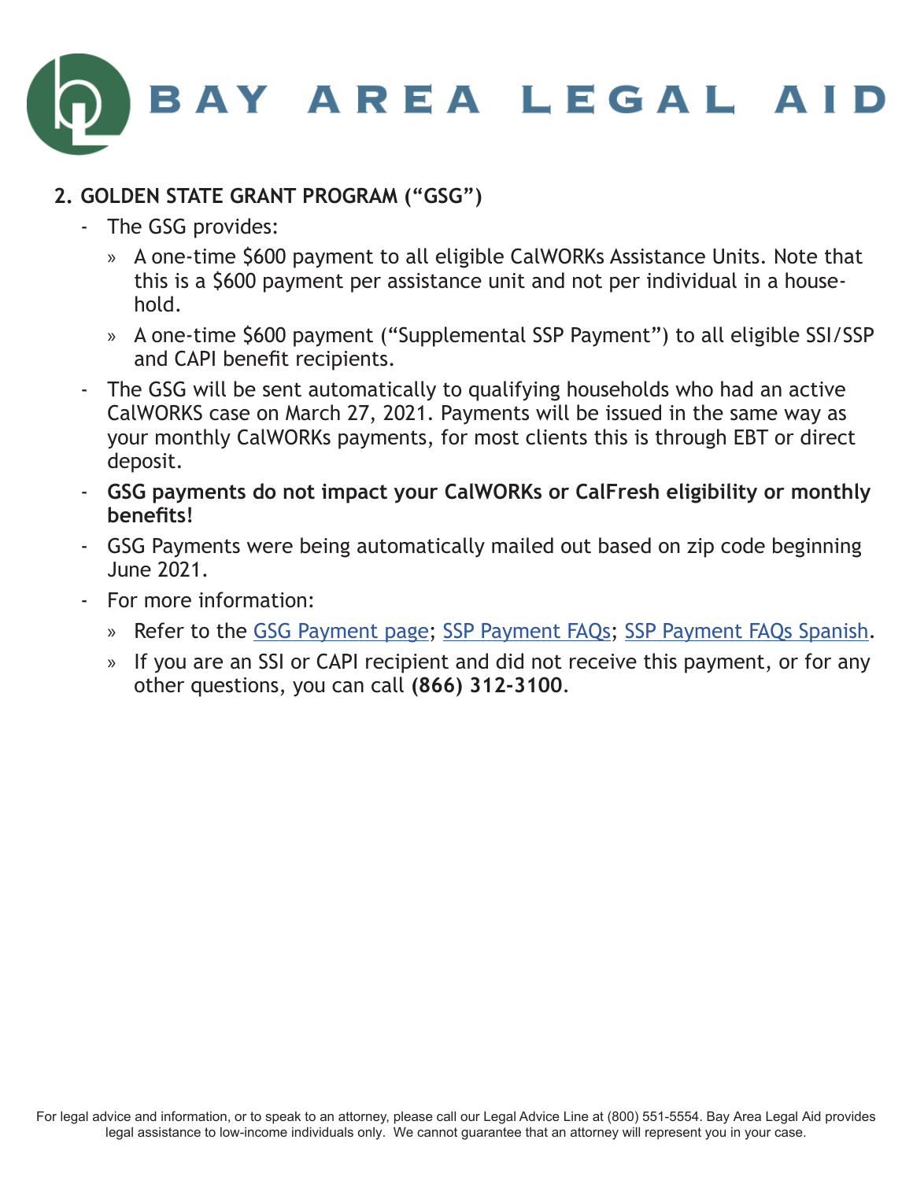## 2. GOLDEN STATE GRANT PROGRAM ("GSG")

- The GSG provides:
  - A one-time $600 payment to all eligible CalWORKs Assistance Units. Note that this is a $600 payment per assistance unit and not per individual in a household.
  - A one-time $600 payment ("Supplemental SSP Payment") to all eligible SSI/SSP and CAPI benefit recipients.
- The GSG will be sent automatically to qualifying households who had an active CalWORKS case on March 27, 2021. Payments will be issued in the same way as your monthly CalWORKs payments, for most clients this is through EBT or direct deposit.
- **GSG payments do not impact your CalWORKs or CalFresh eligibility or monthly benefits!**
- GSG Payments were being automatically mailed out based on zip code beginning June 2021.
- For more information:
  - Refer to the GSG Payment page; SSP Payment FAQs; SSP Payment FAQs Spanish.
  - If you are an SSI or CAPI recipient and did not receive this payment, or for any other questions, you can call **(866) 312-3100**.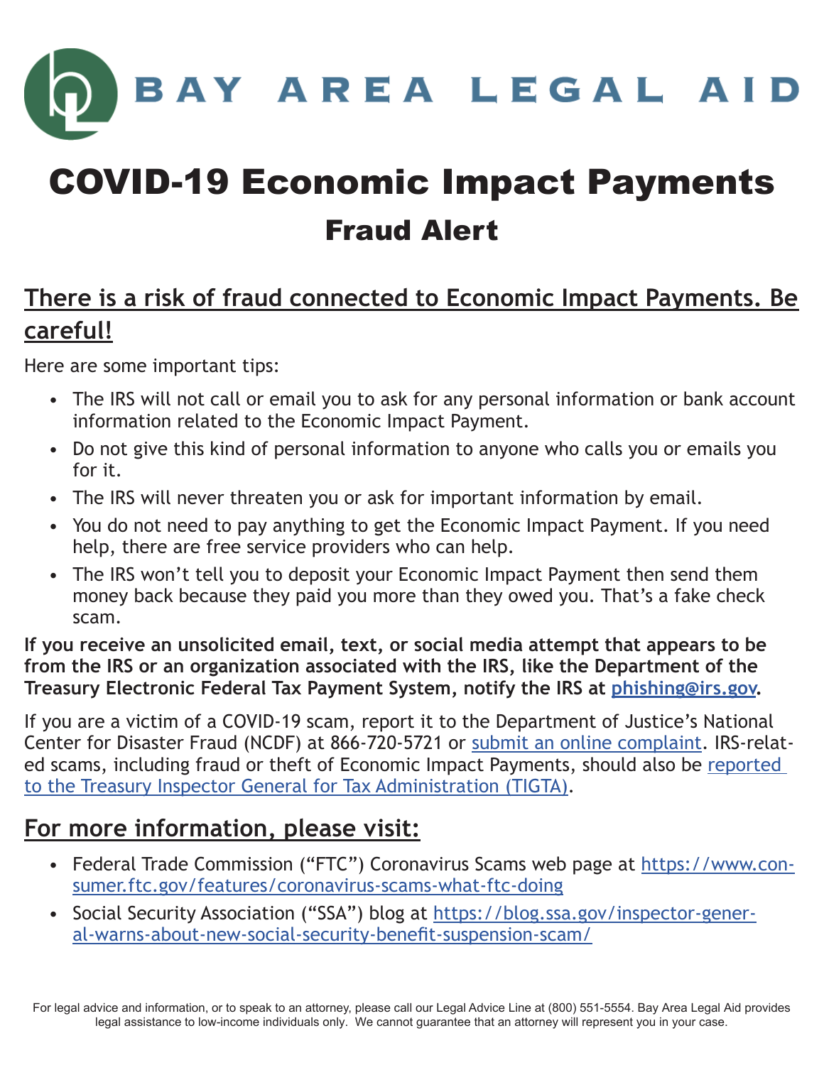# BAY AREA LEGAL AID

# COVID-19 Economic Impact Payments

## Fraud Alert

### There is a risk of fraud connected to Economic Impact Payments. Be careful!

Here are some important tips:

- The IRS will not call or email you to ask for any personal information or bank account information related to the Economic Impact Payment.
- Do not give this kind of personal information to anyone who calls you or emails you for it.
- The IRS will never threaten you or ask for important information by email.
- You do not need to pay anything to get the Economic Impact Payment. If you need help, there are free service providers who can help.
- The IRS won't tell you to deposit your Economic Impact Payment then send them money back because they paid you more than they owed you. That's a fake check scam.

**If you receive an unsolicited email, text, or social media attempt that appears to be from the IRS or an organization associated with the IRS, like the Department of the Treasury Electronic Federal Tax Payment System, notify the IRS at phishing@irs.gov.**

If you are a victim of a COVID-19 scam, report it to the Department of Justice's National Center for Disaster Fraud (NCDF) at 866-720-5721 or submit an online complaint. IRS-related scams, including fraud or theft of Economic Impact Payments, should also be reported to the Treasury Inspector General for Tax Administration (TIGTA).

### For more information, please visit:

- Federal Trade Commission ("FTC") Coronavirus Scams web page at https://www.consumer.ftc.gov/features/coronavirus-scams-what-ftc-doing
- Social Security Association ("SSA") blog at https://blog.ssa.gov/inspector-general-warns-about-new-social-security-benefit-suspension-scam/

For legal advice and information, or to speak to an attorney, please call our Legal Advice Line at (800) 551-5554. Bay Area Legal Aid provides legal assistance to low-income individuals only. We cannot guarantee that an attorney will represent you in your case.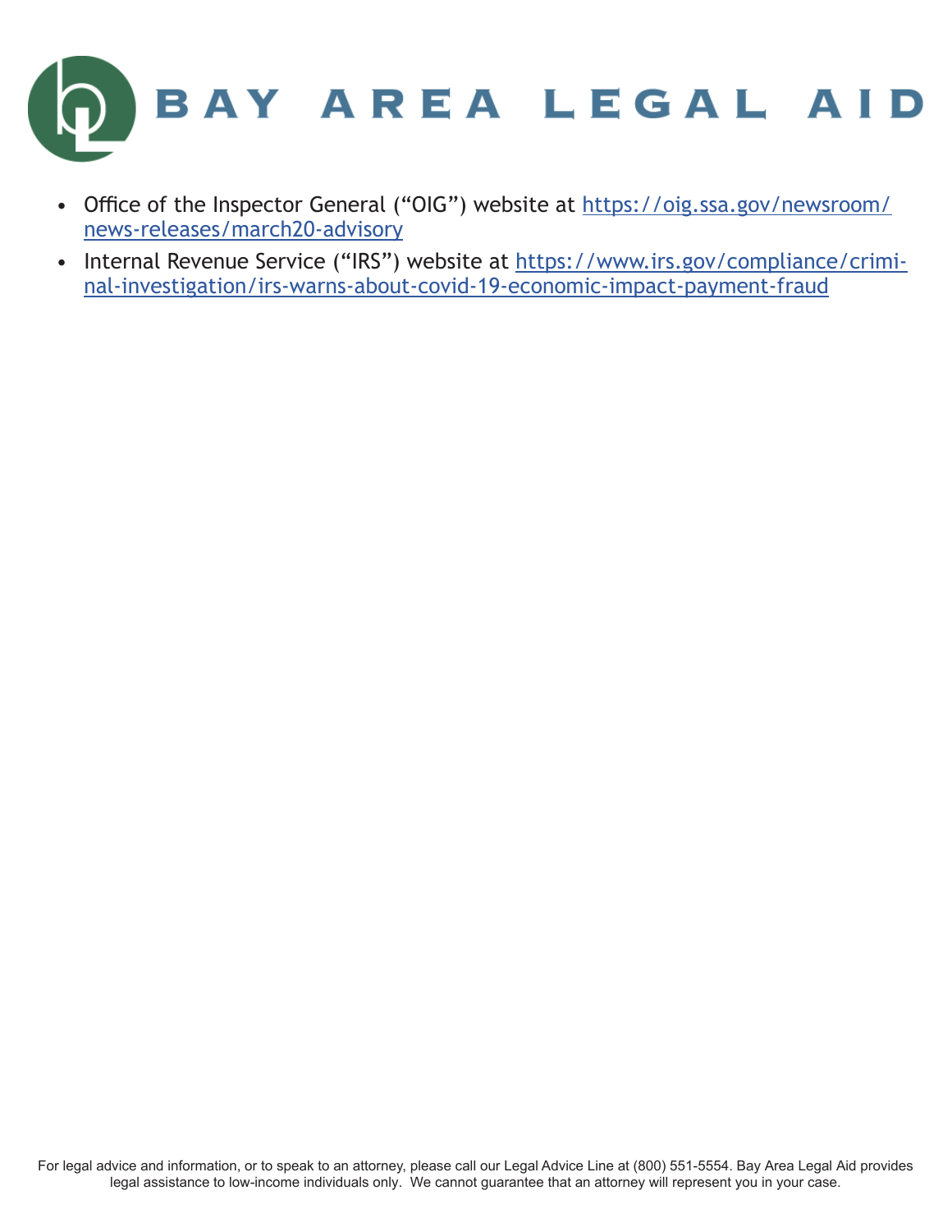- Office of the Inspector General ("OIG") website at https://oig.ssa.gov/newsroom/news-releases/march20-advisory
- Internal Revenue Service ("IRS") website at https://www.irs.gov/compliance/criminal-investigation/irs-warns-about-covid-19-economic-impact-payment-fraud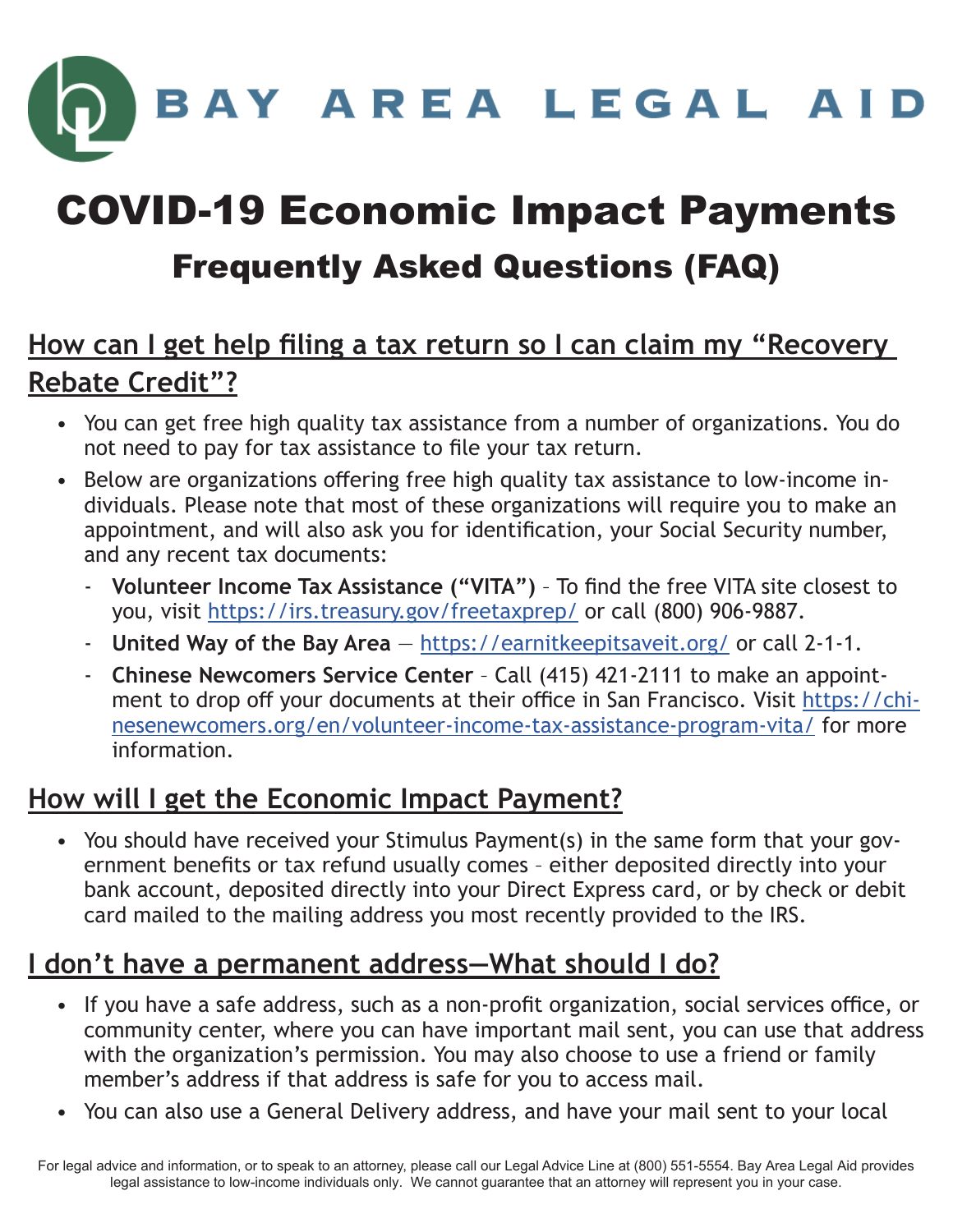# BAY AREA LEGAL AID

# COVID-19 Economic Impact Payments

## Frequently Asked Questions (FAQ)

### How can I get help filing a tax return so I can claim my "Recovery Rebate Credit"?

- You can get free high quality tax assistance from a number of organizations. You do not need to pay for tax assistance to file your tax return.
- Below are organizations offering free high quality tax assistance to low-income individuals. Please note that most of these organizations will require you to make an appointment, and will also ask you for identification, your Social Security number, and any recent tax documents:
  - **Volunteer Income Tax Assistance ("VITA")** – To find the free VITA site closest to you, visit https://irs.treasury.gov/freetaxprep/ or call (800) 906-9887.
  - **United Way of the Bay Area** — https://earnitkeepitsaveit.org/ or call 2-1-1.
  - **Chinese Newcomers Service Center** – Call (415) 421-2111 to make an appointment to drop off your documents at their office in San Francisco. Visit https://chinesenewcomers.org/en/volunteer-income-tax-assistance-program-vita/ for more information.

### How will I get the Economic Impact Payment?

- You should have received your Stimulus Payment(s) in the same form that your government benefits or tax refund usually comes – either deposited directly into your bank account, deposited directly into your Direct Express card, or by check or debit card mailed to the mailing address you most recently provided to the IRS.

### I don't have a permanent address—What should I do?

- If you have a safe address, such as a non-profit organization, social services office, or community center, where you can have important mail sent, you can use that address with the organization's permission. You may also choose to use a friend or family member's address if that address is safe for you to access mail.
- You can also use a General Delivery address, and have your mail sent to your local

For legal advice and information, or to speak to an attorney, please call our Legal Advice Line at (800) 551-5554. Bay Area Legal Aid provides legal assistance to low-income individuals only. We cannot guarantee that an attorney will represent you in your case.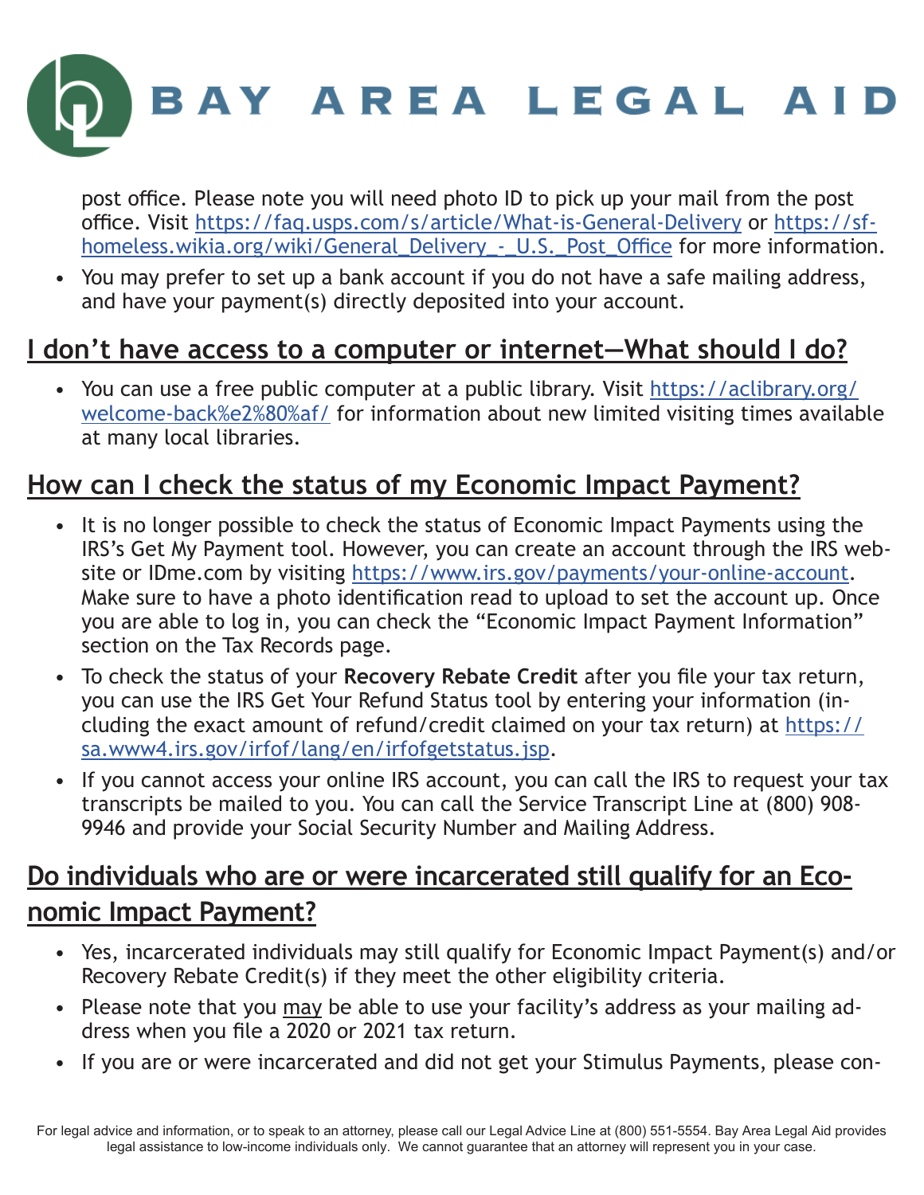post office. Please note you will need photo ID to pick up your mail from the post office. Visit [https://faq.usps.com/s/article/What-is-General-Delivery](https://faq.usps.com/s/article/What-is-General-Delivery) or [https://sf-homeless.wikia.org/wiki/General_Delivery_-_U.S._Post_Office](https://sf-homeless.wikia.org/wiki/General_Delivery_-_U.S._Post_Office) for more information.

- You may prefer to set up a bank account if you do not have a safe mailing address, and have your payment(s) directly deposited into your account.

## I don't have access to a computer or internet—What should I do?

- You can use a free public computer at a public library. Visit [https://aclibrary.org/welcome-back%e2%80%af/](https://aclibrary.org/welcome-back%e2%80%af/) for information about new limited visiting times available at many local libraries.

## How can I check the status of my Economic Impact Payment?

- It is no longer possible to check the status of Economic Impact Payments using the IRS's Get My Payment tool. However, you can create an account through the IRS website or IDme.com by visiting [https://www.irs.gov/payments/your-online-account](https://www.irs.gov/payments/your-online-account). Make sure to have a photo identification read to upload to set the account up. Once you are able to log in, you can check the "Economic Impact Payment Information" section on the Tax Records page.
- To check the status of your **Recovery Rebate Credit** after you file your tax return, you can use the IRS Get Your Refund Status tool by entering your information (including the exact amount of refund/credit claimed on your tax return) at [https://sa.www4.irs.gov/irfof/lang/en/irfofgetstatus.jsp](https://sa.www4.irs.gov/irfof/lang/en/irfofgetstatus.jsp).
- If you cannot access your online IRS account, you can call the IRS to request your tax transcripts be mailed to you. You can call the Service Transcript Line at (800) 908-9946 and provide your Social Security Number and Mailing Address.

## Do individuals who are or were incarcerated still qualify for an Economic Impact Payment?

- Yes, incarcerated individuals may still qualify for Economic Impact Payment(s) and/or Recovery Rebate Credit(s) if they meet the other eligibility criteria.
- Please note that you <u>may</u> be able to use your facility's address as your mailing address when you file a 2020 or 2021 tax return.
- If you are or were incarcerated and did not get your Stimulus Payments, please con-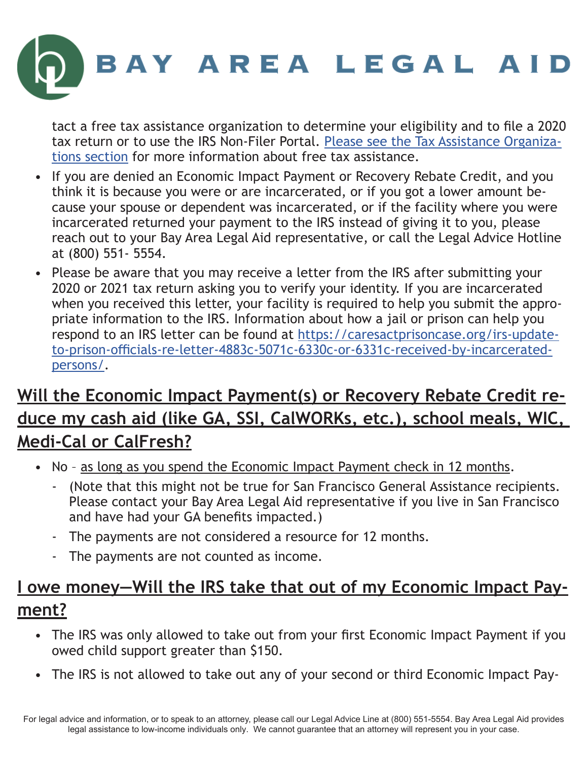tact a free tax assistance organization to determine your eligibility and to file a 2020 tax return or to use the IRS Non-Filer Portal. [Please see the Tax Assistance Organizations section]() for more information about free tax assistance.

- If you are denied an Economic Impact Payment or Recovery Rebate Credit, and you think it is because you were or are incarcerated, or if you got a lower amount because your spouse or dependent was incarcerated, or if the facility where you were incarcerated returned your payment to the IRS instead of giving it to you, please reach out to your Bay Area Legal Aid representative, or call the Legal Advice Hotline at (800) 551- 5554.
- Please be aware that you may receive a letter from the IRS after submitting your 2020 or 2021 tax return asking you to verify your identity. If you are incarcerated when you received this letter, your facility is required to help you submit the appropriate information to the IRS. Information about how a jail or prison can help you respond to an IRS letter can be found at https://caresactprisoncase.org/irs-update-to-prison-officials-re-letter-4883c-5071c-6330c-or-6331c-received-by-incarcerated-persons/.

## Will the Economic Impact Payment(s) or Recovery Rebate Credit reduce my cash aid (like GA, SSI, CalWORKs, etc.), school meals, WIC, Medi-Cal or CalFresh?

- No – as long as you spend the Economic Impact Payment check in 12 months.
  - (Note that this might not be true for San Francisco General Assistance recipients. Please contact your Bay Area Legal Aid representative if you live in San Francisco and have had your GA benefits impacted.)
  - The payments are not considered a resource for 12 months.
  - The payments are not counted as income.

## I owe money—Will the IRS take that out of my Economic Impact Payment?

- The IRS was only allowed to take out from your first Economic Impact Payment if you owed child support greater than $150.
- The IRS is not allowed to take out any of your second or third Economic Impact Pay-

For legal advice and information, or to speak to an attorney, please call our Legal Advice Line at (800) 551-5554. Bay Area Legal Aid provides legal assistance to low-income individuals only. We cannot guarantee that an attorney will represent you in your case.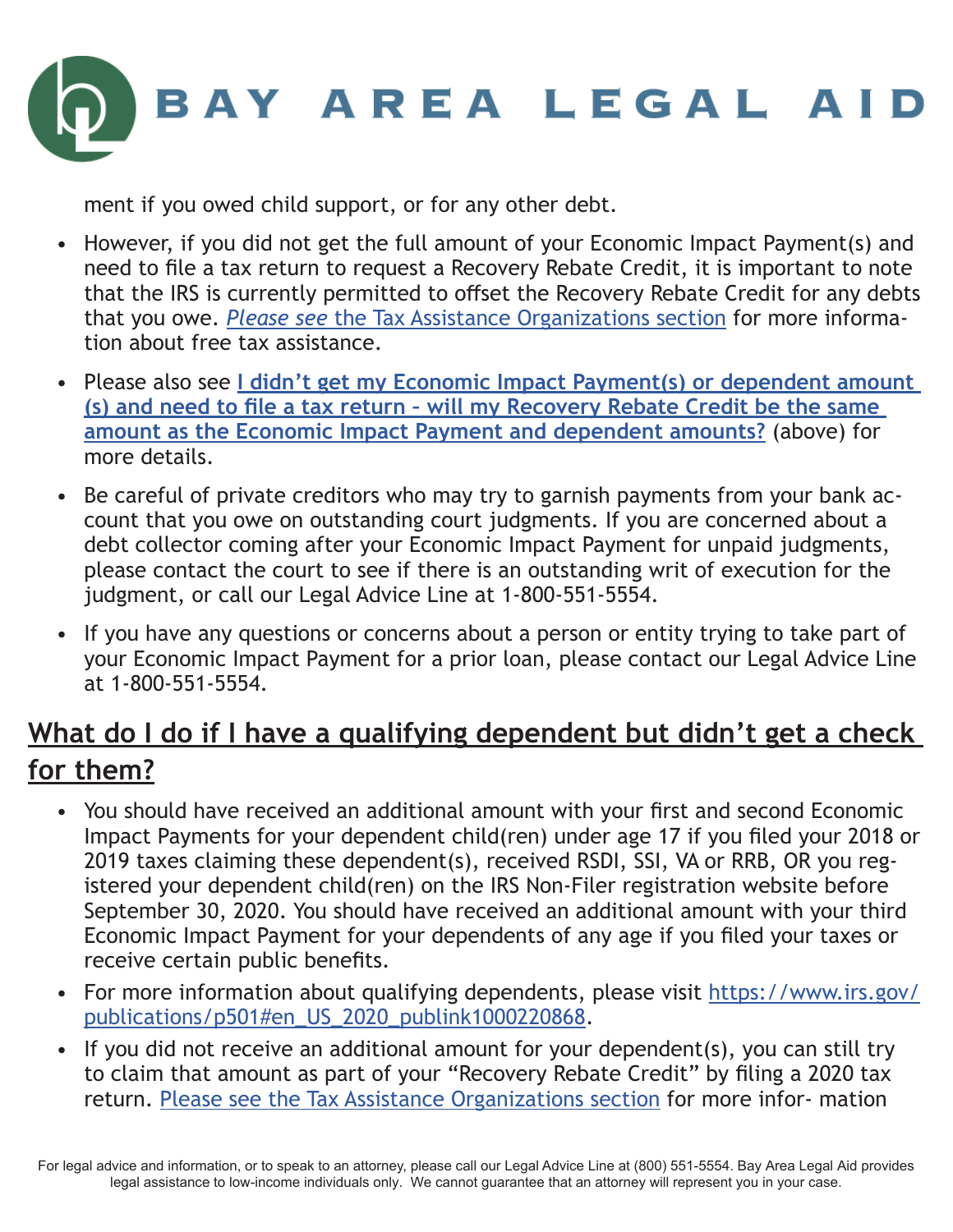ment if you owed child support, or for any other debt.

- However, if you did not get the full amount of your Economic Impact Payment(s) and need to file a tax return to request a Recovery Rebate Credit, it is important to note that the IRS is currently permitted to offset the Recovery Rebate Credit for any debts that you owe. *Please see* the Tax Assistance Organizations section for more information about free tax assistance.
- Please also see **I didn't get my Economic Impact Payment(s) or dependent amount (s) and need to file a tax return – will my Recovery Rebate Credit be the same amount as the Economic Impact Payment and dependent amounts?** (above) for more details.
- Be careful of private creditors who may try to garnish payments from your bank account that you owe on outstanding court judgments. If you are concerned about a debt collector coming after your Economic Impact Payment for unpaid judgments, please contact the court to see if there is an outstanding writ of execution for the judgment, or call our Legal Advice Line at 1-800-551-5554.
- If you have any questions or concerns about a person or entity trying to take part of your Economic Impact Payment for a prior loan, please contact our Legal Advice Line at 1-800-551-5554.

## What do I do if I have a qualifying dependent but didn't get a check for them?

- You should have received an additional amount with your first and second Economic Impact Payments for your dependent child(ren) under age 17 if you filed your 2018 or 2019 taxes claiming these dependent(s), received RSDI, SSI, VA or RRB, OR you registered your dependent child(ren) on the IRS Non-Filer registration website before September 30, 2020. You should have received an additional amount with your third Economic Impact Payment for your dependents of any age if you filed your taxes or receive certain public benefits.
- For more information about qualifying dependents, please visit https://www.irs.gov/publications/p501#en_US_2020_publink1000220868.
- If you did not receive an additional amount for your dependent(s), you can still try to claim that amount as part of your "Recovery Rebate Credit" by filing a 2020 tax return. Please see the Tax Assistance Organizations section for more information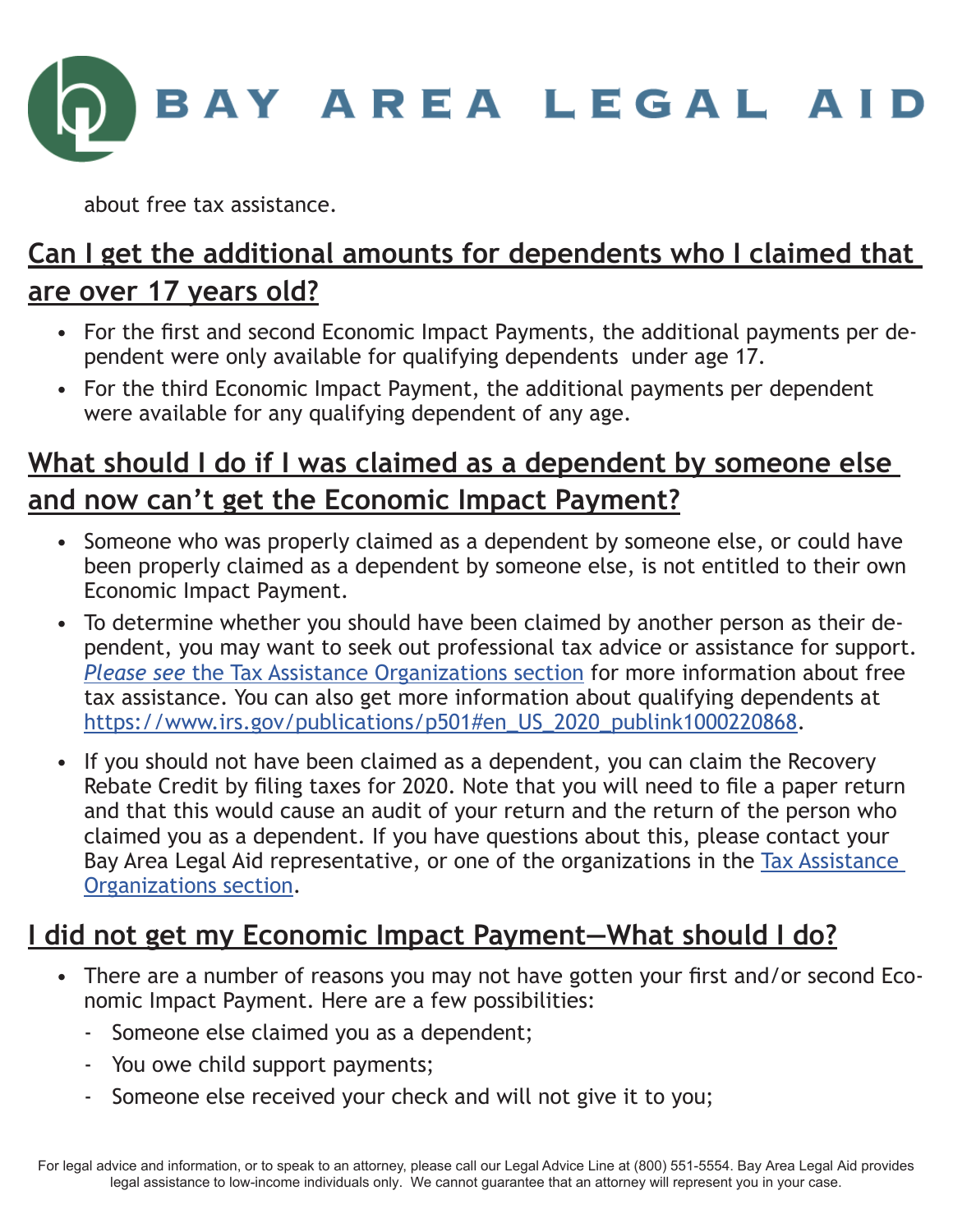about free tax assistance.

## Can I get the additional amounts for dependents who I claimed that are over 17 years old?

- For the first and second Economic Impact Payments, the additional payments per dependent were only available for qualifying dependents under age 17.
- For the third Economic Impact Payment, the additional payments per dependent were available for any qualifying dependent of any age.

## What should I do if I was claimed as a dependent by someone else and now can't get the Economic Impact Payment?

- Someone who was properly claimed as a dependent by someone else, or could have been properly claimed as a dependent by someone else, is not entitled to their own Economic Impact Payment.
- To determine whether you should have been claimed by another person as their dependent, you may want to seek out professional tax advice or assistance for support. *Please see* the Tax Assistance Organizations section for more information about free tax assistance. You can also get more information about qualifying dependents at https://www.irs.gov/publications/p501#en_US_2020_publink1000220868.
- If you should not have been claimed as a dependent, you can claim the Recovery Rebate Credit by filing taxes for 2020. Note that you will need to file a paper return and that this would cause an audit of your return and the return of the person who claimed you as a dependent. If you have questions about this, please contact your Bay Area Legal Aid representative, or one of the organizations in the Tax Assistance Organizations section.

## I did not get my Economic Impact Payment—What should I do?

- There are a number of reasons you may not have gotten your first and/or second Economic Impact Payment. Here are a few possibilities:
  - Someone else claimed you as a dependent;
  - You owe child support payments;
  - Someone else received your check and will not give it to you;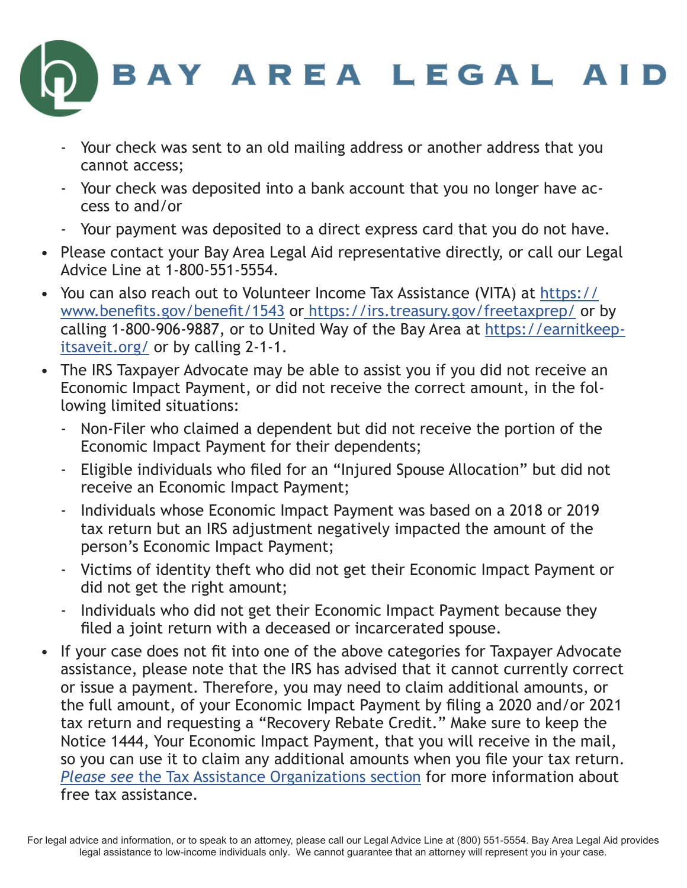- Your check was sent to an old mailing address or another address that you cannot access;
- Your check was deposited into a bank account that you no longer have access to and/or
- Your payment was deposited to a direct express card that you do not have.

- Please contact your Bay Area Legal Aid representative directly, or call our Legal Advice Line at 1-800-551-5554.
- You can also reach out to Volunteer Income Tax Assistance (VITA) at [https://www.benefits.gov/benefit/1543](https://www.benefits.gov/benefit/1543) or [https://irs.treasury.gov/freetaxprep/](https://irs.treasury.gov/freetaxprep/) or by calling 1-800-906-9887, or to United Way of the Bay Area at [https://earnitkeepitsaveit.org/](https://earnitkeepitsaveit.org/) or by calling 2-1-1.
- The IRS Taxpayer Advocate may be able to assist you if you did not receive an Economic Impact Payment, or did not receive the correct amount, in the following limited situations:
  - Non-Filer who claimed a dependent but did not receive the portion of the Economic Impact Payment for their dependents;
  - Eligible individuals who filed for an "Injured Spouse Allocation" but did not receive an Economic Impact Payment;
  - Individuals whose Economic Impact Payment was based on a 2018 or 2019 tax return but an IRS adjustment negatively impacted the amount of the person's Economic Impact Payment;
  - Victims of identity theft who did not get their Economic Impact Payment or did not get the right amount;
  - Individuals who did not get their Economic Impact Payment because they filed a joint return with a deceased or incarcerated spouse.
- If your case does not fit into one of the above categories for Taxpayer Advocate assistance, please note that the IRS has advised that it cannot currently correct or issue a payment. Therefore, you may need to claim additional amounts, or the full amount, of your Economic Impact Payment by filing a 2020 and/or 2021 tax return and requesting a "Recovery Rebate Credit." Make sure to keep the Notice 1444, Your Economic Impact Payment, that you will receive in the mail, so you can use it to claim any additional amounts when you file your tax return. *Please see* the Tax Assistance Organizations section for more information about free tax assistance.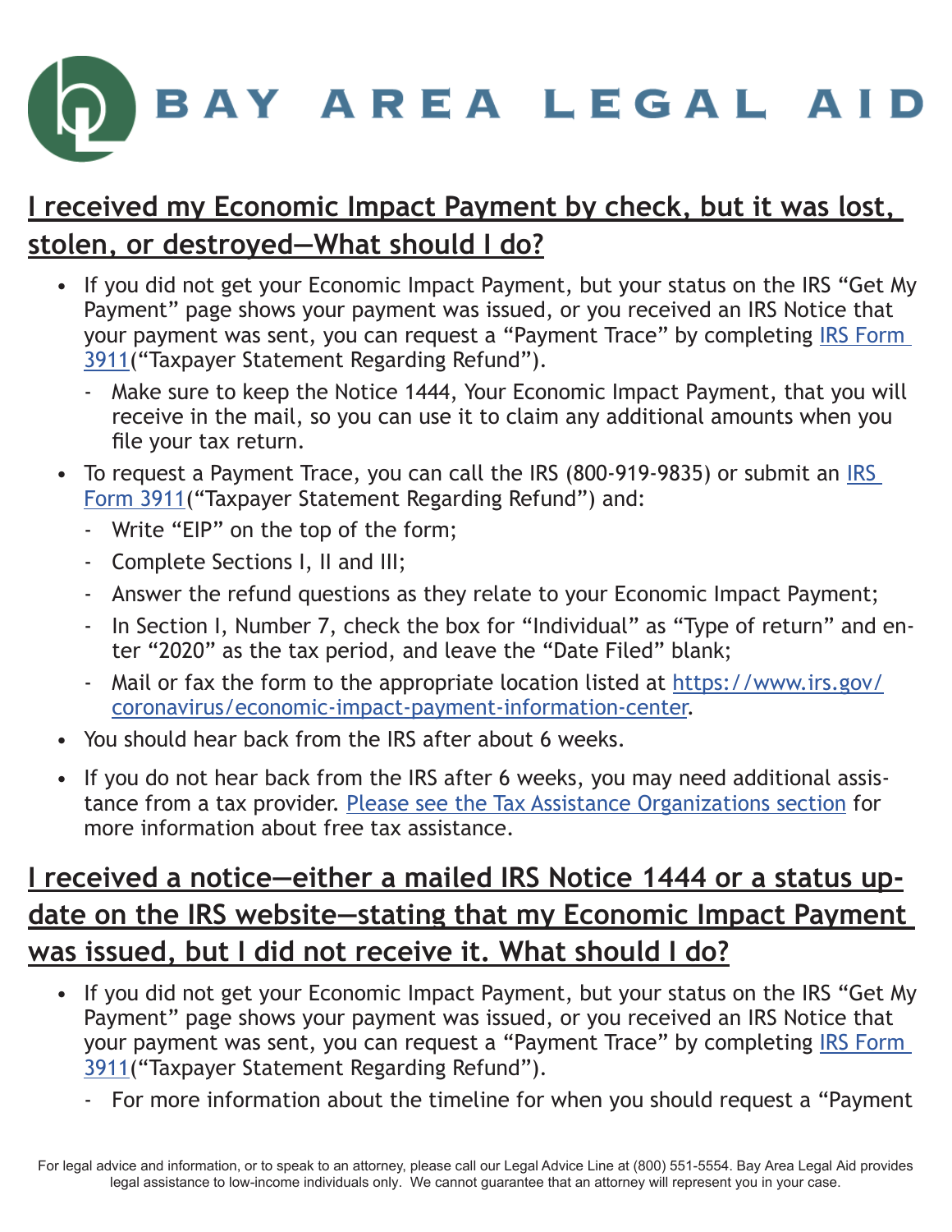## I received my Economic Impact Payment by check, but it was lost, stolen, or destroyed—What should I do?

- If you did not get your Economic Impact Payment, but your status on the IRS "Get My Payment" page shows your payment was issued, or you received an IRS Notice that your payment was sent, you can request a "Payment Trace" by completing IRS Form 3911("Taxpayer Statement Regarding Refund").
    - Make sure to keep the Notice 1444, Your Economic Impact Payment, that you will receive in the mail, so you can use it to claim any additional amounts when you file your tax return.
- To request a Payment Trace, you can call the IRS (800-919-9835) or submit an IRS Form 3911("Taxpayer Statement Regarding Refund") and:
    - Write "EIP" on the top of the form;
    - Complete Sections I, II and III;
    - Answer the refund questions as they relate to your Economic Impact Payment;
    - In Section I, Number 7, check the box for "Individual" as "Type of return" and enter "2020" as the tax period, and leave the "Date Filed" blank;
    - Mail or fax the form to the appropriate location listed at https://www.irs.gov/coronavirus/economic-impact-payment-information-center.
- You should hear back from the IRS after about 6 weeks.
- If you do not hear back from the IRS after 6 weeks, you may need additional assistance from a tax provider. Please see the Tax Assistance Organizations section for more information about free tax assistance.

## I received a notice—either a mailed IRS Notice 1444 or a status update on the IRS website—stating that my Economic Impact Payment was issued, but I did not receive it. What should I do?

- If you did not get your Economic Impact Payment, but your status on the IRS "Get My Payment" page shows your payment was issued, or you received an IRS Notice that your payment was sent, you can request a "Payment Trace" by completing IRS Form 3911("Taxpayer Statement Regarding Refund").
    - For more information about the timeline for when you should request a "Payment

For legal advice and information, or to speak to an attorney, please call our Legal Advice Line at (800) 551-5554. Bay Area Legal Aid provides legal assistance to low-income individuals only. We cannot guarantee that an attorney will represent you in your case.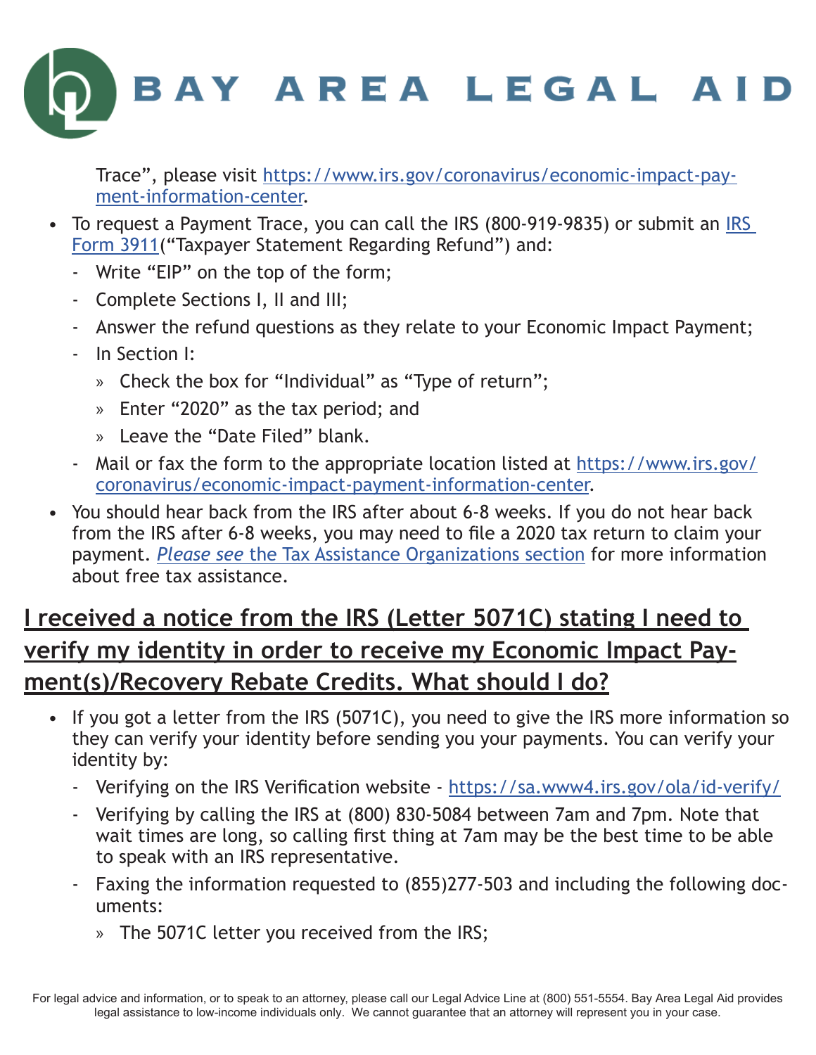Trace", please visit [https://www.irs.gov/coronavirus/economic-impact-payment-information-center](https://www.irs.gov/coronavirus/economic-impact-payment-information-center).

- To request a Payment Trace, you can call the IRS (800-919-9835) or submit an IRS Form 3911("Taxpayer Statement Regarding Refund") and:
  - Write "EIP" on the top of the form;
  - Complete Sections I, II and III;
  - Answer the refund questions as they relate to your Economic Impact Payment;
  - In Section I:
    - Check the box for "Individual" as "Type of return";
    - Enter "2020" as the tax period; and
    - Leave the "Date Filed" blank.
  - Mail or fax the form to the appropriate location listed at [https://www.irs.gov/coronavirus/economic-impact-payment-information-center](https://www.irs.gov/coronavirus/economic-impact-payment-information-center).
- You should hear back from the IRS after about 6-8 weeks. If you do not hear back from the IRS after 6-8 weeks, you may need to file a 2020 tax return to claim your payment. *Please see* the Tax Assistance Organizations section for more information about free tax assistance.

## I received a notice from the IRS (Letter 5071C) stating I need to verify my identity in order to receive my Economic Impact Payment(s)/Recovery Rebate Credits. What should I do?

- If you got a letter from the IRS (5071C), you need to give the IRS more information so they can verify your identity before sending you your payments. You can verify your identity by:
  - Verifying on the IRS Verification website - [https://sa.www4.irs.gov/ola/id-verify/](https://sa.www4.irs.gov/ola/id-verify/)
  - Verifying by calling the IRS at (800) 830-5084 between 7am and 7pm. Note that wait times are long, so calling first thing at 7am may be the best time to be able to speak with an IRS representative.
  - Faxing the information requested to (855)277-503 and including the following documents:
    - The 5071C letter you received from the IRS;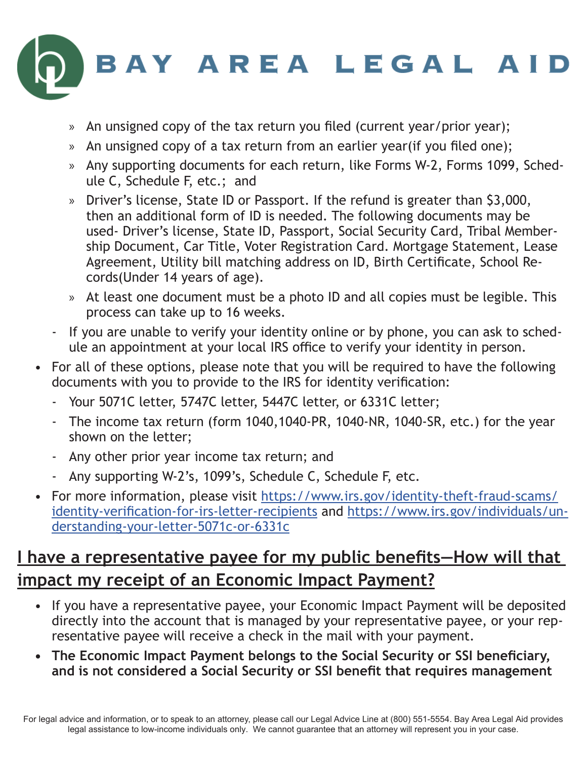- » An unsigned copy of the tax return you filed (current year/prior year);
  - » An unsigned copy of a tax return from an earlier year(if you filed one);
  - » Any supporting documents for each return, like Forms W-2, Forms 1099, Schedule C, Schedule F, etc.; and
  - » Driver's license, State ID or Passport. If the refund is greater than $3,000, then an additional form of ID is needed. The following documents may be used- Driver's license, State ID, Passport, Social Security Card, Tribal Membership Document, Car Title, Voter Registration Card. Mortgage Statement, Lease Agreement, Utility bill matching address on ID, Birth Certificate, School Records(Under 14 years of age).
  - » At least one document must be a photo ID and all copies must be legible. This process can take up to 16 weeks.
  - If you are unable to verify your identity online or by phone, you can ask to schedule an appointment at your local IRS office to verify your identity in person.
- For all of these options, please note that you will be required to have the following documents with you to provide to the IRS for identity verification:
  - Your 5071C letter, 5747C letter, 5447C letter, or 6331C letter;
  - The income tax return (form 1040,1040-PR, 1040-NR, 1040-SR, etc.) for the year shown on the letter;
  - Any other prior year income tax return; and
  - Any supporting W-2's, 1099's, Schedule C, Schedule F, etc.
- For more information, please visit [https://www.irs.gov/identity-theft-fraud-scams/identity-verification-for-irs-letter-recipients](https://www.irs.gov/identity-theft-fraud-scams/identity-verification-for-irs-letter-recipients) and [https://www.irs.gov/individuals/understanding-your-letter-5071c-or-6331c](https://www.irs.gov/individuals/understanding-your-letter-5071c-or-6331c)

## I have a representative payee for my public benefits—How will that impact my receipt of an Economic Impact Payment?

- If you have a representative payee, your Economic Impact Payment will be deposited directly into the account that is managed by your representative payee, or your representative payee will receive a check in the mail with your payment.
- **The Economic Impact Payment belongs to the Social Security or SSI beneficiary, and is not considered a Social Security or SSI benefit that requires management**

For legal advice and information, or to speak to an attorney, please call our Legal Advice Line at (800) 551-5554. Bay Area Legal Aid provides legal assistance to low-income individuals only. We cannot guarantee that an attorney will represent you in your case.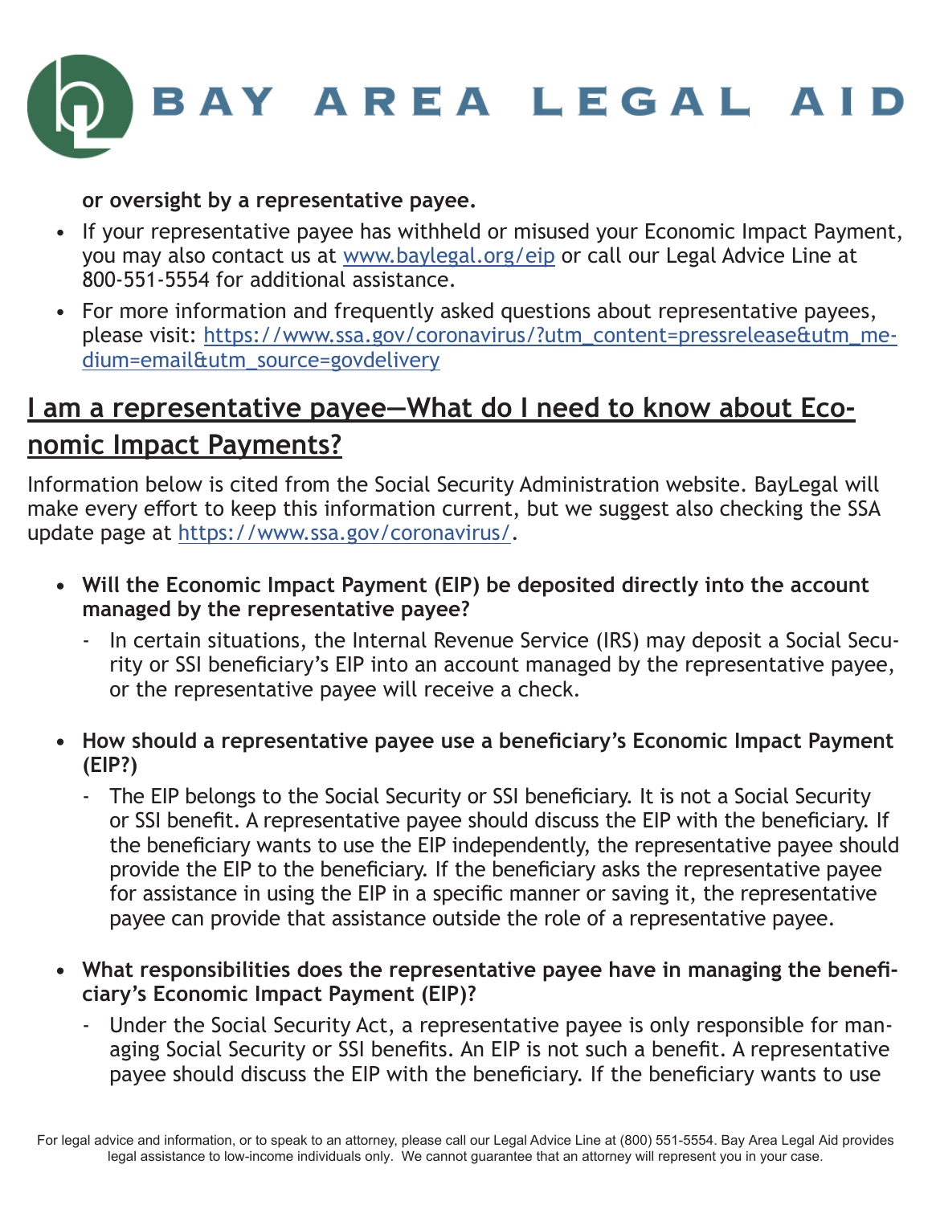**or oversight by a representative payee.**

- If your representative payee has withheld or misused your Economic Impact Payment, you may also contact us at [www.baylegal.org/eip](www.baylegal.org/eip) or call our Legal Advice Line at 800-551-5554 for additional assistance.
- For more information and frequently asked questions about representative payees, please visit: [https://www.ssa.gov/coronavirus/?utm_content=pressrelease&utm_medium=email&utm_source=govdelivery](https://www.ssa.gov/coronavirus/?utm_content=pressrelease&utm_medium=email&utm_source=govdelivery)

## I am a representative payee—What do I need to know about Economic Impact Payments?

Information below is cited from the Social Security Administration website. BayLegal will make every effort to keep this information current, but we suggest also checking the SSA update page at [https://www.ssa.gov/coronavirus/](https://www.ssa.gov/coronavirus/).

- **Will the Economic Impact Payment (EIP) be deposited directly into the account managed by the representative payee?**
  - In certain situations, the Internal Revenue Service (IRS) may deposit a Social Security or SSI beneficiary's EIP into an account managed by the representative payee, or the representative payee will receive a check.
- **How should a representative payee use a beneficiary's Economic Impact Payment (EIP?)**
  - The EIP belongs to the Social Security or SSI beneficiary. It is not a Social Security or SSI benefit. A representative payee should discuss the EIP with the beneficiary. If the beneficiary wants to use the EIP independently, the representative payee should provide the EIP to the beneficiary. If the beneficiary asks the representative payee for assistance in using the EIP in a specific manner or saving it, the representative payee can provide that assistance outside the role of a representative payee.
- **What responsibilities does the representative payee have in managing the beneficiary's Economic Impact Payment (EIP)?**
  - Under the Social Security Act, a representative payee is only responsible for managing Social Security or SSI benefits. An EIP is not such a benefit. A representative payee should discuss the EIP with the beneficiary. If the beneficiary wants to use

For legal advice and information, or to speak to an attorney, please call our Legal Advice Line at (800) 551-5554. Bay Area Legal Aid provides legal assistance to low-income individuals only. We cannot guarantee that an attorney will represent you in your case.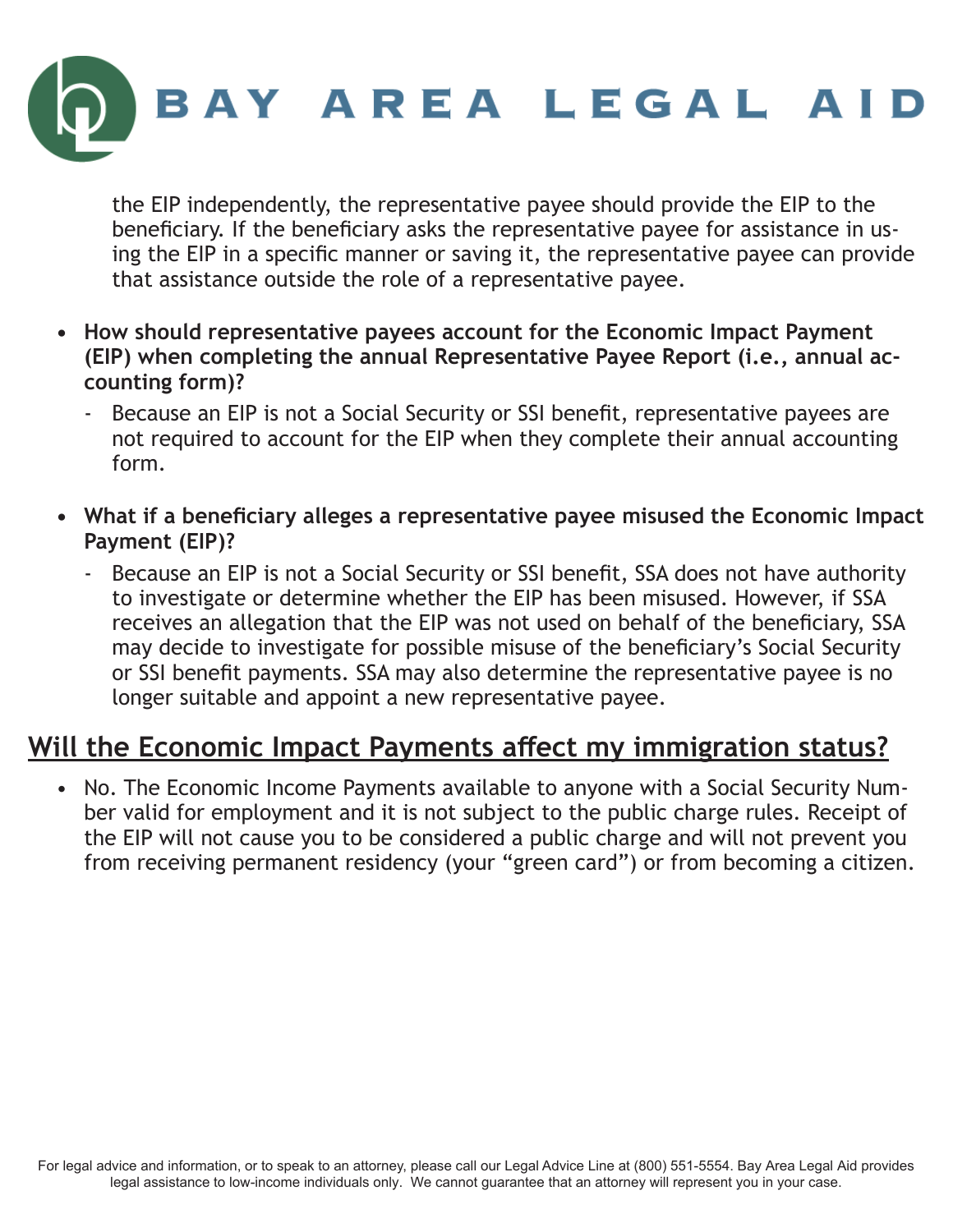the EIP independently, the representative payee should provide the EIP to the beneficiary. If the beneficiary asks the representative payee for assistance in using the EIP in a specific manner or saving it, the representative payee can provide that assistance outside the role of a representative payee.

- **How should representative payees account for the Economic Impact Payment (EIP) when completing the annual Representative Payee Report (i.e., annual accounting form)?**
  - Because an EIP is not a Social Security or SSI benefit, representative payees are not required to account for the EIP when they complete their annual accounting form.

- **What if a beneficiary alleges a representative payee misused the Economic Impact Payment (EIP)?**
  - Because an EIP is not a Social Security or SSI benefit, SSA does not have authority to investigate or determine whether the EIP has been misused. However, if SSA receives an allegation that the EIP was not used on behalf of the beneficiary, SSA may decide to investigate for possible misuse of the beneficiary's Social Security or SSI benefit payments. SSA may also determine the representative payee is no longer suitable and appoint a new representative payee.

## Will the Economic Impact Payments affect my immigration status?

- No. The Economic Income Payments available to anyone with a Social Security Number valid for employment and it is not subject to the public charge rules. Receipt of the EIP will not cause you to be considered a public charge and will not prevent you from receiving permanent residency (your "green card") or from becoming a citizen.

For legal advice and information, or to speak to an attorney, please call our Legal Advice Line at (800) 551-5554. Bay Area Legal Aid provides legal assistance to low-income individuals only. We cannot guarantee that an attorney will represent you in your case.